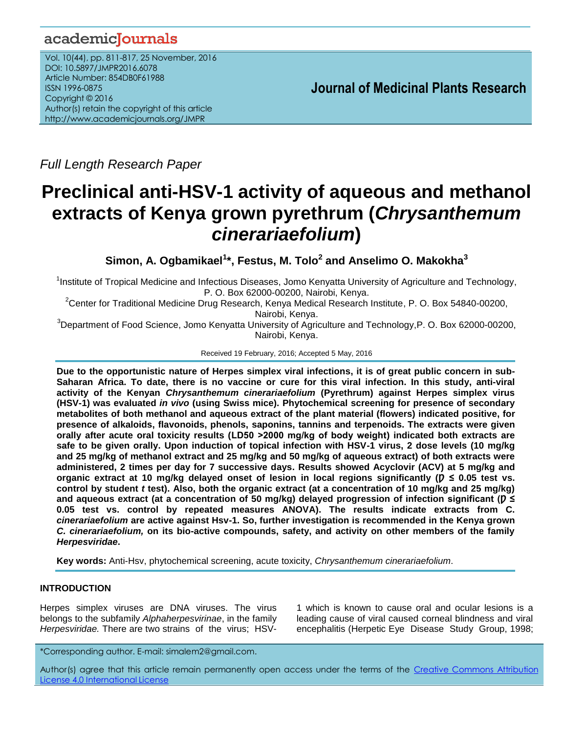Full Length Research Paper

# Preclinical anti-HSV-1 activity of aqueous and methanol extracts of Kenya grown pyrethrum (*Chrysanthemum cinerariaefolium*)

**Simon, A. Ogbamikael[1]\*, Festus, M. Tolo[2] and Anselimo O. Makokha[3]**

[1]Institute of Tropical Medicine and Infectious Diseases, Jomo Kenyatta University of Agriculture and Technology, P. O. Box 62000-00200, Nairobi, Kenya.

[2]Center for Traditional Medicine Drug Research, Kenya Medical Research Institute, P. O. Box 54840-00200, Nairobi, Kenya.

[3]Department of Food Science, Jomo Kenyatta University of Agriculture and Technology,P. O. Box 62000-00200, Nairobi, Kenya.

Received 19 February, 2016; Accepted 5 May, 2016

**Due to the opportunistic nature of Herpes simplex viral infections, it is of great public concern in sub-Saharan Africa. To date, there is no vaccine or cure for this viral infection. In this study, anti-viral activity of the Kenyan *Chrysanthemum cinerariaefolium* (Pyrethrum) against Herpes simplex virus (HSV-1) was evaluated *in vivo* (using Swiss mice). Phytochemical screening for presence of secondary metabolites of both methanol and aqueous extract of the plant material (flowers) indicated positive, for presence of alkaloids, flavonoids, phenols, saponins, tannins and terpenoids. The extracts were given orally after acute oral toxicity results (LD50 >2000 mg/kg of body weight) indicated both extracts are safe to be given orally. Upon induction of topical infection with HSV-1 virus, 2 dose levels (10 mg/kg and 25 mg/kg of methanol extract and 25 mg/kg and 50 mg/kg of aqueous extract) of both extracts were administered, 2 times per day for 7 successive days. Results showed Acyclovir (ACV) at 5 mg/kg and organic extract at 10 mg/kg delayed onset of lesion in local regions significantly ($p \leq 0.05$ test vs. control by student *t* test). Also, both the organic extract (at a concentration of 10 mg/kg and 25 mg/kg) and aqueous extract (at a concentration of 50 mg/kg) delayed progression of infection significant ($p \leq 0.05$ test vs. control by repeated measures ANOVA). The results indicate extracts from *C. cinerariaefolium* are active against Hsv-1. So, further investigation is recommended in the Kenya grown *C. cinerariaefolium,* on its bio-active compounds, safety, and activity on other members of the family *Herpesviridae*.**

**Key words:** Anti-Hsv, phytochemical screening, acute toxicity, *Chrysanthemum cinerariaefolium*.

## INTRODUCTION

Herpes simplex viruses are DNA viruses. The virus belongs to the subfamily *Alphaherpesvirinae*, in the family *Herpesviridae.* There are two strains of the virus; HSV-1 which is known to cause oral and ocular lesions is a leading cause of viral caused corneal blindness and viral encephalitis (Herpetic Eye Disease Study Group, 1998;

\*Corresponding author. E-mail: simalem2@gmail.com.

Author(s) agree that this article remain permanently open access under the terms of the Creative Commons Attribution License 4.0 International License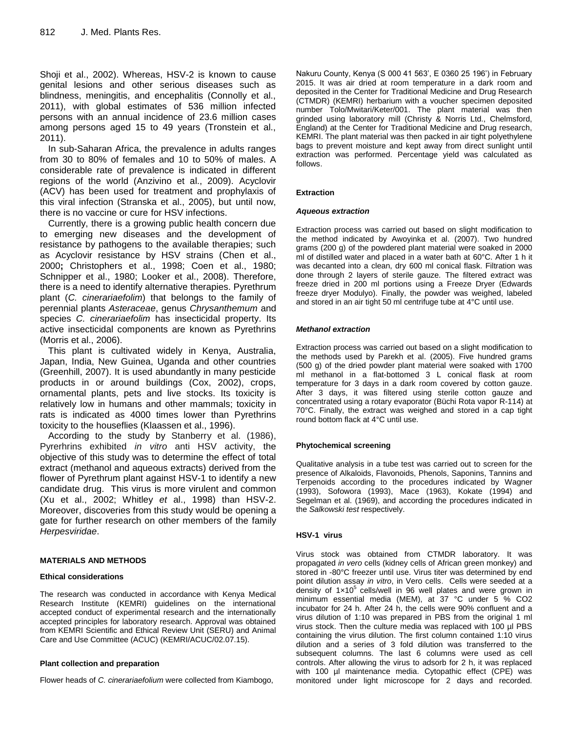Shoji et al., 2002). Whereas, HSV-2 is known to cause genital lesions and other serious diseases such as blindness, meningitis, and encephalitis (Connolly et al., 2011), with global estimates of 536 million infected persons with an annual incidence of 23.6 million cases among persons aged 15 to 49 years (Tronstein et al., 2011).

In sub-Saharan Africa, the prevalence in adults ranges from 30 to 80% of females and 10 to 50% of males. A considerable rate of prevalence is indicated in different regions of the world (Anzivino et al., 2009). Acyclovir (ACV) has been used for treatment and prophylaxis of this viral infection (Stranska et al., 2005), but until now, there is no vaccine or cure for HSV infections.

Currently, there is a growing public health concern due to emerging new diseases and the development of resistance by pathogens to the available therapies; such as Acyclovir resistance by HSV strains (Chen et al., 2000; Christophers et al., 1998; Coen et al., 1980; Schnipper et al., 1980; Looker et al., 2008). Therefore, there is a need to identify alternative therapies. Pyrethrum plant (*C. cinerariaefolim*) that belongs to the family of perennial plants *Asteraceae*, genus *Chrysanthemum* and species *C. cinerariaefolim* has insecticidal property. Its active insecticidal components are known as Pyrethrins (Morris et al., 2006).

This plant is cultivated widely in Kenya, Australia, Japan, India, New Guinea, Uganda and other countries (Greenhill, 2007). It is used abundantly in many pesticide products in or around buildings (Cox, 2002), crops, ornamental plants, pets and live stocks. Its toxicity is relatively low in humans and other mammals; toxicity in rats is indicated as 4000 times lower than Pyrethrins toxicity to the houseflies (Klaassen et al., 1996).

According to the study by Stanberry et al. (1986), Pyrerhrins exhibited *in vitro* anti HSV activity, the objective of this study was to determine the effect of total extract (methanol and aqueous extracts) derived from the flower of Pyrethrum plant against HSV-1 to identify a new candidate drug. This virus is more virulent and common (Xu et al., 2002; Whitley *et* al., 1998) than HSV-2. Moreover, discoveries from this study would be opening a gate for further research on other members of the family *Herpesviridae*.

## MATERIALS AND METHODS

### Ethical considerations

The research was conducted in accordance with Kenya Medical Research Institute (KEMRI) guidelines on the international accepted conduct of experimental research and the internationally accepted principles for laboratory research. Approval was obtained from KEMRI Scientific and Ethical Review Unit (SERU) and Animal Care and Use Committee (ACUC) (KEMRI/ACUC/02.07.15).

### Plant collection and preparation

Flower heads of *C. cinerariaefolium* were collected from Kiambogo, Nakuru County, Kenya (S 000 41 563', E 0360 25 196') in February 2015. It was air dried at room temperature in a dark room and deposited in the Center for Traditional Medicine and Drug Research (CTMDR) (KEMRI) herbarium with a voucher specimen deposited number Tolo/Mwitari/Keter/001. The plant material was then grinded using laboratory mill (Christy & Norris Ltd., Chelmsford, England) at the Center for Traditional Medicine and Drug research, KEMRI. The plant material was then packed in air tight polyethylene bags to prevent moisture and kept away from direct sunlight until extraction was performed. Percentage yield was calculated as follows.

### Extraction

#### *Aqueous extraction*

Extraction process was carried out based on slight modification to the method indicated by Awoyinka et al. (2007). Two hundred grams (200 g) of the powdered plant material were soaked in 2000 ml of distilled water and placed in a water bath at 60°C. After 1 h it was decanted into a clean, dry 600 ml conical flask. Filtration was done through 2 layers of sterile gauze. The filtered extract was freeze dried in 200 ml portions using a Freeze Dryer (Edwards freeze dryer Modulyo). Finally, the powder was weighed, labeled and stored in an air tight 50 ml centrifuge tube at 4°C until use.

#### *Methanol extraction*

Extraction process was carried out based on a slight modification to the methods used by Parekh et al. (2005). Five hundred grams (500 g) of the dried powder plant material were soaked with 1700 ml methanol in a flat-bottomed 3 L conical flask at room temperature for 3 days in a dark room covered by cotton gauze. After 3 days, it was filtered using sterile cotton gauze and concentrated using a rotary evaporator (Büchi Rota vapor R-114) at 70°C. Finally, the extract was weighed and stored in a cap tight round bottom flack at 4°C until use.

### Phytochemical screening

Qualitative analysis in a tube test was carried out to screen for the presence of Alkaloids, Flavonoids, Phenols, Saponins, Tannins and Terpenoids according to the procedures indicated by Wagner (1993), Sofowora (1993), Mace (1963), Kokate (1994) and Segelman et al. (1969), and according the procedures indicated in the *Salkowski test* respectively.

### HSV-1 virus

Virus stock was obtained from CTMDR laboratory. It was propagated *in vero* cells (kidney cells of African green monkey) and stored in -80°C freezer until use. Virus titer was determined by end point dilution assay *in vitro*, in Vero cells. Cells were seeded at a density of $1\times10^5$ cells/well in 96 well plates and were grown in minimum essential media (MEM), at 37 °C under 5 % $CO_2$ incubator for 24 h. After 24 h, the cells were 90% confluent and a virus dilution of 1:10 was prepared in PBS from the original 1 ml virus stock. Then the culture media was replaced with 100 µl PBS containing the virus dilution. The first column contained 1:10 virus dilution and a series of 3 fold dilution was transferred to the subsequent columns. The last 6 columns were used as cell controls. After allowing the virus to adsorb for 2 h, it was replaced with 100 µl maintenance media. Cytopathic effect (CPE) was monitored under light microscope for 2 days and recorded.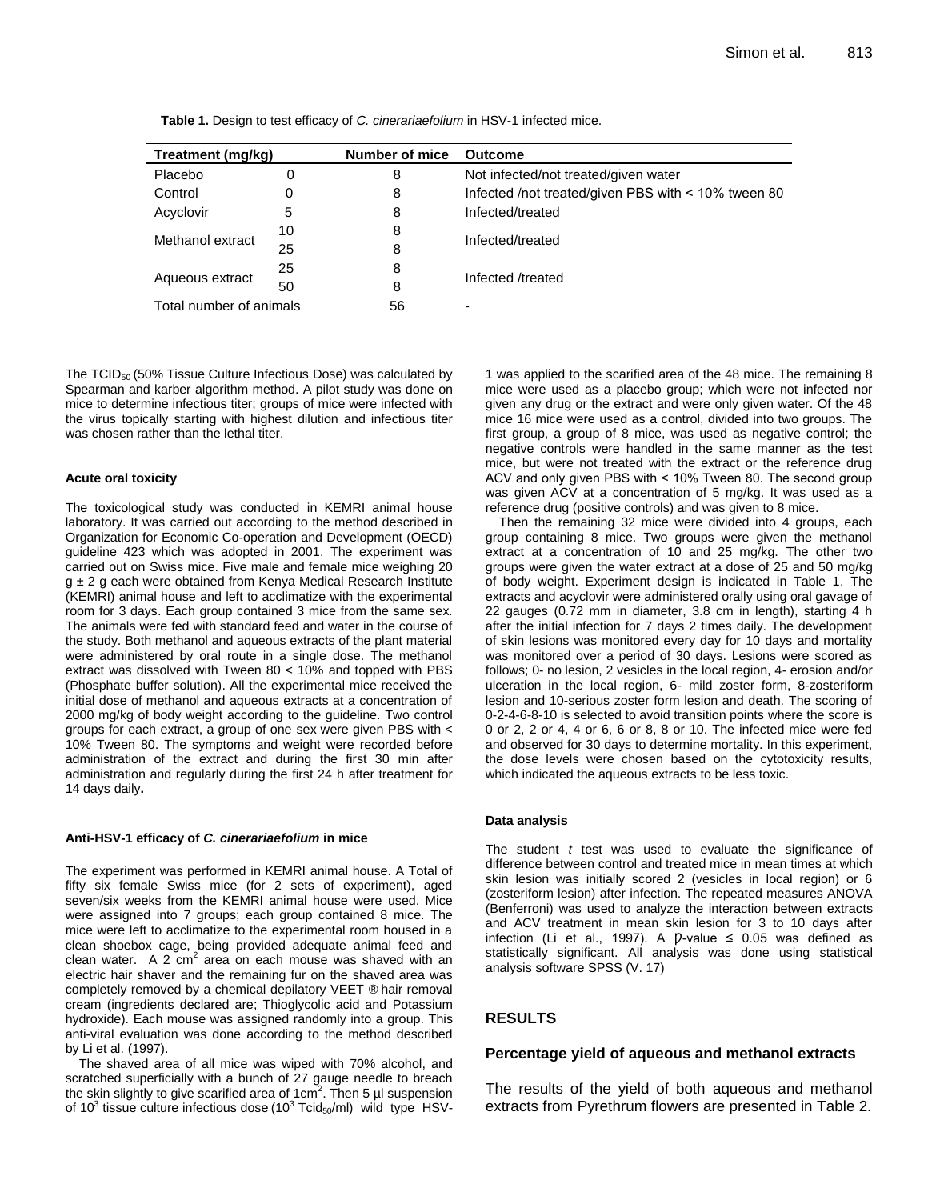**Table 1.** Design to test efficacy of *C. cinerariaefolium* in HSV-1 infected mice.

| Treatment (mg/kg) | | Number of mice | Outcome |
|---|---|---|---|
| Placebo | 0 | 8 | Not infected/not treated/given water |
| Control | 0 | 8 | Infected /not treated/given PBS with < 10% tween 80 |
| Acyclovir | 5 | 8 | Infected/treated |
| Methanol extract | 10 | 8 | Infected/treated |
| | 25 | 8 | |
| Aqueous extract | 25 | 8 | Infected /treated |
| | 50 | 8 | |
| Total number of animals | | 56 | - |

The $TCID_{50}$ (50% Tissue Culture Infectious Dose) was calculated by Spearman and karber algorithm method. A pilot study was done on mice to determine infectious titer; groups of mice were infected with the virus topically starting with highest dilution and infectious titer was chosen rather than the lethal titer.

#### Acute oral toxicity

The toxicological study was conducted in KEMRI animal house laboratory. It was carried out according to the method described in Organization for Economic Co-operation and Development (OECD) guideline 423 which was adopted in 2001. The experiment was carried out on Swiss mice. Five male and female mice weighing 20 g ± 2 g each were obtained from Kenya Medical Research Institute (KEMRI) animal house and left to acclimatize with the experimental room for 3 days. Each group contained 3 mice from the same sex. The animals were fed with standard feed and water in the course of the study. Both methanol and aqueous extracts of the plant material were administered by oral route in a single dose. The methanol extract was dissolved with Tween 80 < 10% and topped with PBS (Phosphate buffer solution). All the experimental mice received the initial dose of methanol and aqueous extracts at a concentration of 2000 mg/kg of body weight according to the guideline. Two control groups for each extract, a group of one sex were given PBS with < 10% Tween 80. The symptoms and weight were recorded before administration of the extract and during the first 30 min after administration and regularly during the first 24 h after treatment for 14 days daily**.**

#### Anti-HSV-1 efficacy of *C. cinerariaefolium* in mice

The experiment was performed in KEMRI animal house. A Total of fifty six female Swiss mice (for 2 sets of experiment), aged seven/six weeks from the KEMRI animal house were used. Mice were assigned into 7 groups; each group contained 8 mice. The mice were left to acclimatize to the experimental room housed in a clean shoebox cage, being provided adequate animal feed and clean water. A 2 $cm^2$ area on each mouse was shaved with an electric hair shaver and the remaining fur on the shaved area was completely removed by a chemical depilatory VEET ® hair removal cream (ingredients declared are; Thioglycolic acid and Potassium hydroxide). Each mouse was assigned randomly into a group. This anti-viral evaluation was done according to the method described by Li et al. (1997).

The shaved area of all mice was wiped with 70% alcohol, and scratched superficially with a bunch of 27 gauge needle to breach the skin slightly to give scarified area of 1$cm^2$. Then 5 µl suspension of $10^3$ tissue culture infectious dose ($10^3$ $Tcid_{50}$/ml) wild type HSV-1 was applied to the scarified area of the 48 mice. The remaining 8 mice were used as a placebo group; which were not infected nor given any drug or the extract and were only given water. Of the 48 mice 16 mice were used as a control, divided into two groups. The first group, a group of 8 mice, was used as negative control; the negative controls were handled in the same manner as the test mice, but were not treated with the extract or the reference drug ACV and only given PBS with < 10% Tween 80. The second group was given ACV at a concentration of 5 mg/kg. It was used as a reference drug (positive controls) and was given to 8 mice.

Then the remaining 32 mice were divided into 4 groups, each group containing 8 mice. Two groups were given the methanol extract at a concentration of 10 and 25 mg/kg. The other two groups were given the water extract at a dose of 25 and 50 mg/kg of body weight. Experiment design is indicated in Table 1. The extracts and acyclovir were administered orally using oral gavage of 22 gauges (0.72 mm in diameter, 3.8 cm in length), starting 4 h after the initial infection for 7 days 2 times daily. The development of skin lesions was monitored every day for 10 days and mortality was monitored over a period of 30 days. Lesions were scored as follows; 0- no lesion, 2 vesicles in the local region, 4- erosion and/or ulceration in the local region, 6- mild zoster form, 8-zosteriform lesion and 10-serious zoster form lesion and death. The scoring of 0-2-4-6-8-10 is selected to avoid transition points where the score is 0 or 2, 2 or 4, 4 or 6, 6 or 8, 8 or 10. The infected mice were fed and observed for 30 days to determine mortality. In this experiment, the dose levels were chosen based on the cytotoxicity results, which indicated the aqueous extracts to be less toxic.

#### Data analysis

The student *t* test was used to evaluate the significance of difference between control and treated mice in mean times at which skin lesion was initially scored 2 (vesicles in local region) or 6 (zosteriform lesion) after infection. The repeated measures ANOVA (Benferroni) was used to analyze the interaction between extracts and ACV treatment in mean skin lesion for 3 to 10 days after infection (Li et al., 1997). A $p$-value ≤ 0.05 was defined as statistically significant. All analysis was done using statistical analysis software SPSS (V. 17)

## RESULTS

### Percentage yield of aqueous and methanol extracts

The results of the yield of both aqueous and methanol extracts from Pyrethrum flowers are presented in Table 2.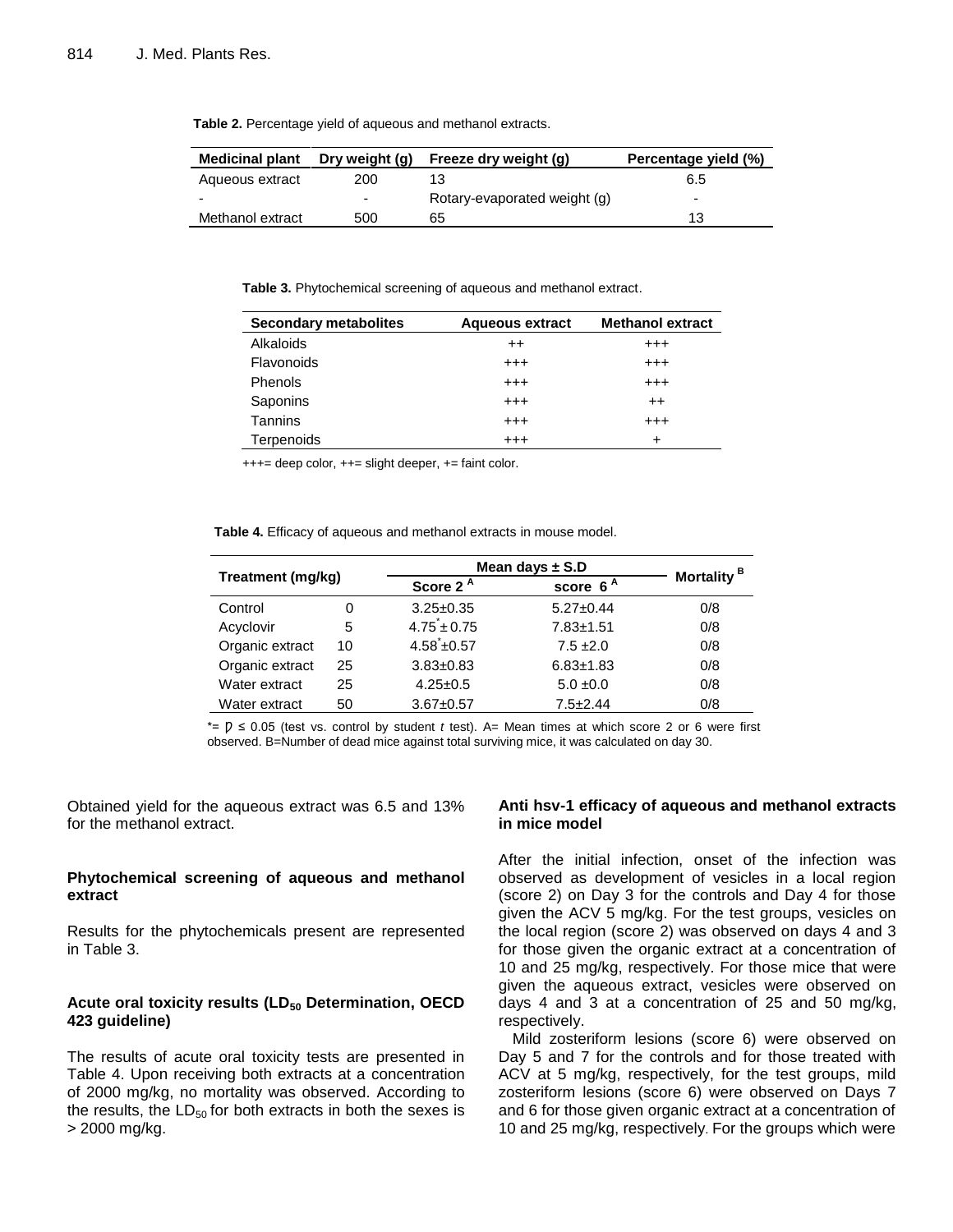**Table 2.** Percentage yield of aqueous and methanol extracts.

| Medicinal plant | Dry weight (g) | Freeze dry weight (g) | Percentage yield (%) |
|---|---|---|---|
| Aqueous extract | 200 | 13 | 6.5 |
| - | - | Rotary-evaporated weight (g) | - |
| Methanol extract | 500 | 65 | 13 |

**Table 3.** Phytochemical screening of aqueous and methanol extract.

| Secondary metabolites | Aqueous extract | Methanol extract |
|---|---|---|
| Alkaloids | ++ | +++ |
| Flavonoids | +++ | +++ |
| Phenols | +++ | +++ |
| Saponins | +++ | ++ |
| Tannins | +++ | +++ |
| Terpenoids | +++ | + |

+++= deep color, ++= slight deeper, += faint color.

**Table 4.** Efficacy of aqueous and methanol extracts in mouse model.

| Treatment (mg/kg) | | Mean days ± S.D | | Mortality [B] |
|---|---|---|---|---|
| | | Score 2 [A] | score 6 [A] | |
| Control | 0 | 3.25±0.35 | 5.27±0.44 | 0/8 |
| Acyclovir | 5 | 4.75*± 0.75 | 7.83±1.51 | 0/8 |
| Organic extract | 10 | 4.58*±0.57 | 7.5 ±2.0 | 0/8 |
| Organic extract | 25 | 3.83±0.83 | 6.83±1.83 | 0/8 |
| Water extract | 25 | 4.25±0.5 | 5.0 ±0.0 | 0/8 |
| Water extract | 50 | 3.67±0.57 | 7.5±2.44 | 0/8 |

*= $p \leq 0.05$ (test vs. control by student *t* test). A= Mean times at which score 2 or 6 were first observed. B=Number of dead mice against total surviving mice, it was calculated on day 30.

Obtained yield for the aqueous extract was 6.5 and 13% for the methanol extract.

### Phytochemical screening of aqueous and methanol extract

Results for the phytochemicals present are represented in Table 3.

### Acute oral toxicity results ($LD_{50}$ Determination, OECD 423 guideline)

The results of acute oral toxicity tests are presented in Table 4. Upon receiving both extracts at a concentration of 2000 mg/kg, no mortality was observed. According to the results, the $LD_{50}$ for both extracts in both the sexes is > 2000 mg/kg.

### Anti hsv-1 efficacy of aqueous and methanol extracts in mice model

After the initial infection, onset of the infection was observed as development of vesicles in a local region (score 2) on Day 3 for the controls and Day 4 for those given the ACV 5 mg/kg. For the test groups, vesicles on the local region (score 2) was observed on days 4 and 3 for those given the organic extract at a concentration of 10 and 25 mg/kg, respectively. For those mice that were given the aqueous extract, vesicles were observed on days 4 and 3 at a concentration of 25 and 50 mg/kg, respectively.

Mild zosteriform lesions (score 6) were observed on Day 5 and 7 for the controls and for those treated with ACV at 5 mg/kg, respectively, for the test groups, mild zosteriform lesions (score 6) were observed on Days 7 and 6 for those given organic extract at a concentration of 10 and 25 mg/kg, respectively. For the groups which were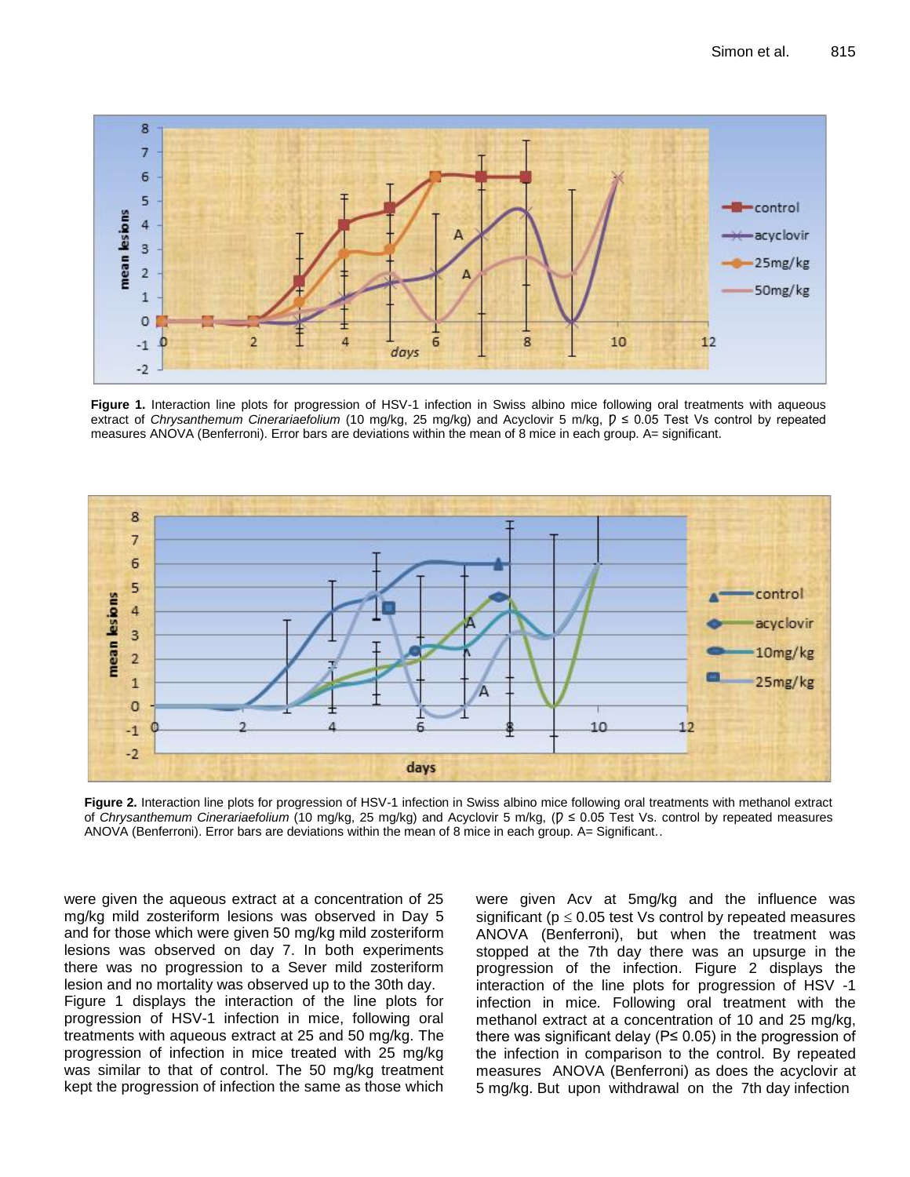**Figure 1.** Interaction line plots for progression of HSV-1 infection in Swiss albino mice following oral treatments with aqueous extract of *Chrysanthemum Cinerariaefolium* (10 mg/kg, 25 mg/kg) and Acyclovir 5 m/kg, $p \leq 0.05$ Test Vs control by repeated measures ANOVA (Benferroni). Error bars are deviations within the mean of 8 mice in each group. A= significant.

**Figure 2.** Interaction line plots for progression of HSV-1 infection in Swiss albino mice following oral treatments with methanol extract of *Chrysanthemum Cinerariaefolium* (10 mg/kg, 25 mg/kg) and Acyclovir 5 m/kg, ($p \leq 0.05$ Test Vs. control by repeated measures ANOVA (Benferroni). Error bars are deviations within the mean of 8 mice in each group. A= Significant..

were given the aqueous extract at a concentration of 25 mg/kg mild zosteriform lesions was observed in Day 5 and for those which were given 50 mg/kg mild zosteriform lesions was observed on day 7. In both experiments there was no progression to a Sever mild zosteriform lesion and no mortality was observed up to the 30th day.

Figure 1 displays the interaction of the line plots for progression of HSV-1 infection in mice, following oral treatments with aqueous extract at 25 and 50 mg/kg. The progression of infection in mice treated with 25 mg/kg was similar to that of control. The 50 mg/kg treatment kept the progression of infection the same as those which were given Acv at 5mg/kg and the influence was significant ($p \leq 0.05$ test Vs control by repeated measures ANOVA (Benferroni), but when the treatment was stopped at the 7th day there was an upsurge in the progression of the infection. Figure 2 displays the interaction of the line plots for progression of HSV -1 infection in mice. Following oral treatment with the methanol extract at a concentration of 10 and 25 mg/kg, there was significant delay ($P \leq 0.05$) in the progression of the infection in comparison to the control. By repeated measures ANOVA (Benferroni) as does the acyclovir at 5 mg/kg. But upon withdrawal on the 7th day infection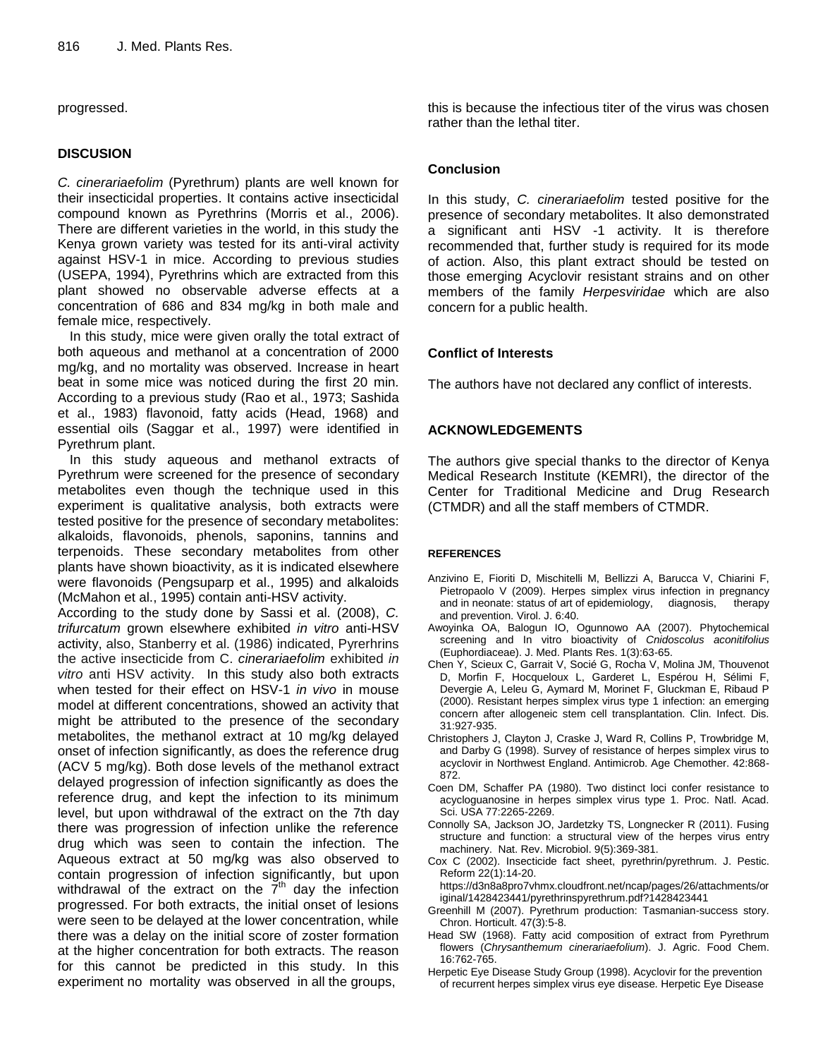progressed.

## DISCUSION

*C. cinerariaefolim* (Pyrethrum) plants are well known for their insecticidal properties. It contains active insecticidal compound known as Pyrethrins (Morris et al., 2006). There are different varieties in the world, in this study the Kenya grown variety was tested for its anti-viral activity against HSV-1 in mice. According to previous studies (USEPA, 1994), Pyrethrins which are extracted from this plant showed no observable adverse effects at a concentration of 686 and 834 mg/kg in both male and female mice, respectively.

In this study, mice were given orally the total extract of both aqueous and methanol at a concentration of 2000 mg/kg, and no mortality was observed. Increase in heart beat in some mice was noticed during the first 20 min. According to a previous study (Rao et al., 1973; Sashida et al., 1983) flavonoid, fatty acids (Head, 1968) and essential oils (Saggar et al., 1997) were identified in Pyrethrum plant.

In this study aqueous and methanol extracts of Pyrethrum were screened for the presence of secondary metabolites even though the technique used in this experiment is qualitative analysis, both extracts were tested positive for the presence of secondary metabolites: alkaloids, flavonoids, phenols, saponins, tannins and terpenoids. These secondary metabolites from other plants have shown bioactivity, as it is indicated elsewhere were flavonoids (Pengsuparp et al., 1995) and alkaloids (McMahon et al., 1995) contain anti-HSV activity.

According to the study done by Sassi et al. (2008), *C. trifurcatum* grown elsewhere exhibited *in vitro* anti-HSV activity, also, Stanberry et al. (1986) indicated, Pyrerhrins the active insecticide from C. *cinerariaefolim* exhibited *in vitro* anti HSV activity. In this study also both extracts when tested for their effect on HSV-1 *in vivo* in mouse model at different concentrations, showed an activity that might be attributed to the presence of the secondary metabolites, the methanol extract at 10 mg/kg delayed onset of infection significantly, as does the reference drug (ACV 5 mg/kg). Both dose levels of the methanol extract delayed progression of infection significantly as does the reference drug, and kept the infection to its minimum level, but upon withdrawal of the extract on the 7th day there was progression of infection unlike the reference drug which was seen to contain the infection. The Aqueous extract at 50 mg/kg was also observed to contain progression of infection significantly, but upon withdrawal of the extract on the 7$^{th}$ day the infection progressed. For both extracts, the initial onset of lesions were seen to be delayed at the lower concentration, while there was a delay on the initial score of zoster formation at the higher concentration for both extracts. The reason for this cannot be predicted in this study. In this experiment no mortality was observed in all the groups, this is because the infectious titer of the virus was chosen rather than the lethal titer.

## Conclusion

In this study, *C. cinerariaefolim* tested positive for the presence of secondary metabolites. It also demonstrated a significant anti HSV -1 activity. It is therefore recommended that, further study is required for its mode of action. Also, this plant extract should be tested on those emerging Acyclovir resistant strains and on other members of the family *Herpesviridae* which are also concern for a public health.

## Conflict of Interests

The authors have not declared any conflict of interests.

## ACKNOWLEDGEMENTS

The authors give special thanks to the director of Kenya Medical Research Institute (KEMRI), the director of the Center for Traditional Medicine and Drug Research (CTMDR) and all the staff members of CTMDR.

## REFERENCES

Anzivino E, Fioriti D, Mischitelli M, Bellizzi A, Barucca V, Chiarini F, Pietropaolo V (2009). Herpes simplex virus infection in pregnancy and in neonate: status of art of epidemiology, diagnosis, therapy and prevention. Virol. J. 6:40.

Awoyinka OA, Balogun IO, Ogunnowo AA (2007). Phytochemical screening and In vitro bioactivity of *Cnidoscolus aconitifolius* (Euphordiaceae). J. Med. Plants Res. 1(3):63-65.

Chen Y, Scieux C, Garrait V, Socié G, Rocha V, Molina JM, Thouvenot D, Morfin F, Hocqueloux L, Garderet L, Espérou H, Sélimi F, Devergie A, Leleu G, Aymard M, Morinet F, Gluckman E, Ribaud P (2000). Resistant herpes simplex virus type 1 infection: an emerging concern after allogeneic stem cell transplantation. Clin. Infect. Dis. 31:927-935.

Christophers J, Clayton J, Craske J, Ward R, Collins P, Trowbridge M, and Darby G (1998). Survey of resistance of herpes simplex virus to acyclovir in Northwest England. Antimicrob. Age Chemother. 42:868-872.

Coen DM, Schaffer PA (1980). Two distinct loci confer resistance to acycloguanosine in herpes simplex virus type 1. Proc. Natl. Acad. Sci. USA 77:2265-2269.

Connolly SA, Jackson JO, Jardetzky TS, Longnecker R (2011). Fusing structure and function: a structural view of the herpes virus entry machinery. Nat. Rev. Microbiol. 9(5):369-381.

Cox C (2002). Insecticide fact sheet, pyrethrin/pyrethrum. J. Pestic. Reform 22(1):14-20. https://d3n8a8pro7vhmx.cloudfront.net/ncap/pages/26/attachments/original/1428423441/pyrethrinspyrethrum.pdf?1428423441

Greenhill M (2007). Pyrethrum production: Tasmanian-success story. Chron. Horticult. 47(3):5-8.

Head SW (1968). Fatty acid composition of extract from Pyrethrum flowers (*Chrysanthemum cinerariaefolium*). J. Agric. Food Chem. 16:762-765.

Herpetic Eye Disease Study Group (1998). Acyclovir for the prevention of recurrent herpes simplex virus eye disease. Herpetic Eye Disease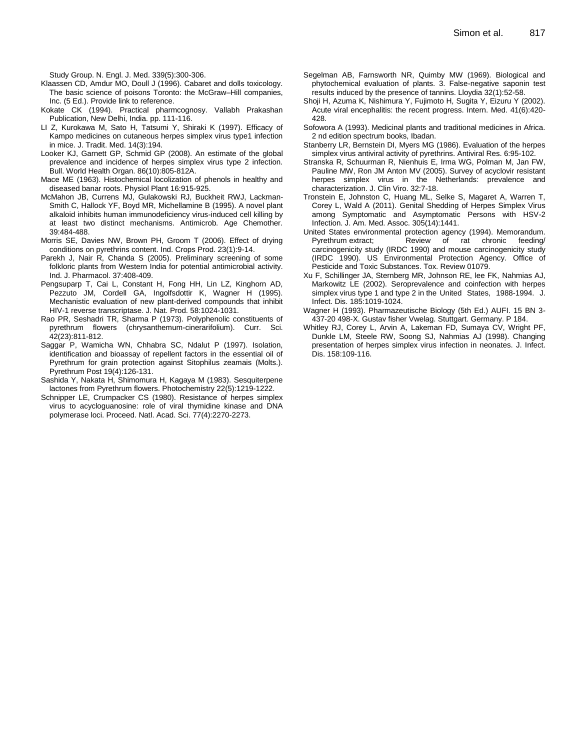Study Group. N. Engl. J. Med. 339(5):300-306.

Klaassen CD, Amdur MO, Doull J (1996). Cabaret and dolls toxicology. The basic science of poisons Toronto: the McGraw–Hill companies, Inc. (5 Ed.). Provide link to reference.

Kokate CK (1994). Practical pharmcognosy. Vallabh Prakashan Publication, New Delhi, India. pp. 111-116.

LI Z, Kurokawa M, Sato H, Tatsumi Y, Shiraki K (1997). Efficacy of Kampo medicines on cutaneous herpes simplex virus type1 infection in mice. J. Tradit. Med. 14(3):194.

Looker KJ, Garnett GP, Schmid GP (2008). An estimate of the global prevalence and incidence of herpes simplex virus type 2 infection. Bull. World Health Organ. 86(10):805-812A.

Mace ME (1963). Histochemical locolization of phenols in healthy and diseased banar roots. Physiol Plant 16:915-925.

McMahon JB, Currens MJ, Gulakowski RJ, Buckheit RWJ, Lackman-Smith C, Hallock YF, Boyd MR, Michellamine B (1995). A novel plant alkaloid inhibits human immunodeficiency virus-induced cell killing by at least two distinct mechanisms. Antimicrob. Age Chemother. 39:484-488.

Morris SE, Davies NW, Brown PH, Groom T (2006). Effect of drying conditions on pyrethrins content. Ind. Crops Prod. 23(1):9-14.

Parekh J, Nair R, Chanda S (2005). Preliminary screening of some folkloric plants from Western India for potential antimicrobial activity. Ind. J. Pharmacol. 37:408-409.

Pengsuparp T, Cai L, Constant H, Fong HH, Lin LZ, Kinghorn AD, Pezzuto JM, Cordell GA, Ingolfsdottir K, Wagner H (1995). Mechanistic evaluation of new plant-derived compounds that inhibit HIV-1 reverse transcriptase. J. Nat. Prod. 58:1024-1031.

Rao PR, Seshadri TR, Sharma P (1973). Polyphenolic constituents of pyrethrum flowers (chrysanthemum-cinerarifolium). Curr. Sci. 42(23):811-812.

Saggar P, Wamicha WN, Chhabra SC, Ndalut P (1997). Isolation, identification and bioassay of repellent factors in the essential oil of Pyrethrum for grain protection against Sitophilus zeamais (Molts.). Pyrethrum Post 19(4):126-131.

Sashida Y, Nakata H, Shimomura H, Kagaya M (1983). Sesquiterpene lactones from Pyrethrum flowers. Photochemistry 22(5):1219-1222.

Schnipper LE, Crumpacker CS (1980). Resistance of herpes simplex virus to acycloguanosine: role of viral thymidine kinase and DNA polymerase loci. Proceed. Natl. Acad. Sci. 77(4):2270-2273.

Segelman AB, Farnsworth NR, Quimby MW (1969). Biological and phytochemical evaluation of plants. 3. False-negative saponin test results induced by the presence of tannins. Lloydia 32(1):52-58.

Shoji H, Azuma K, Nishimura Y, Fujimoto H, Sugita Y, Eizuru Y (2002). Acute viral encephalitis: the recent progress. Intern. Med. 41(6):420-428.

Sofowora A (1993). Medicinal plants and traditional medicines in Africa. 2 nd edition spectrum books, Ibadan.

Stanberry LR, Bernstein DI, Myers MG (1986). Evaluation of the herpes simplex virus antiviral activity of pyrethrins. Antiviral Res. 6:95-102.

Stranska R, Schuurman R, Nienhuis E, Irma WG, Polman M, Jan FW, Pauline MW, Ron JM Anton MV (2005). Survey of acyclovir resistant herpes simplex virus in the Netherlands: prevalence and characterization. J. Clin Viro. 32:7-18.

Tronstein E, Johnston C, Huang ML, Selke S, Magaret A, Warren T, Corey L, Wald A (2011). Genital Shedding of Herpes Simplex Virus among Symptomatic and Asymptomatic Persons with HSV-2 Infection. J. Am. Med. Assoc. 305(14):1441.

United States environmental protection agency (1994). Memorandum. Pyrethrum extract; Review of rat chronic feeding/ carcinogenicity study (IRDC 1990) and mouse carcinogenicity study (IRDC 1990). US Environmental Protection Agency. Office of Pesticide and Toxic Substances. Tox. Review 01079.

Xu F, Schillinger JA, Sternberg MR, Johnson RE, lee FK, Nahmias AJ, Markowitz LE (2002). Seroprevalence and coinfection with herpes simplex virus type 1 and type 2 in the United States, 1988-1994. J. Infect. Dis. 185:1019-1024.

Wagner H (1993). Pharmazeutische Biology (5th Ed.) AUFI. 15 BN 3-437-20 498-X. Gustav fisher Vwelag. Stuttgart. Germany. P 184.

Whitley RJ, Corey L, Arvin A, Lakeman FD, Sumaya CV, Wright PF, Dunkle LM, Steele RW, Soong SJ, Nahmias AJ (1998). Changing presentation of herpes simplex virus infection in neonates. J. Infect. Dis. 158:109-116.